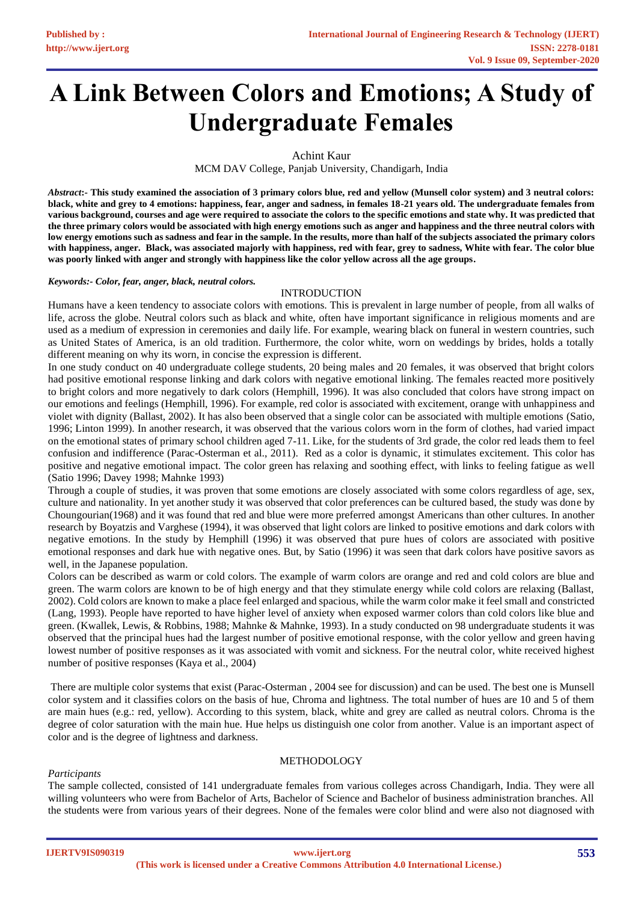# A Link Between Colors and Emotions; A Study of Undergraduate Females

Achint Kaur
MCM DAV College, Panjab University, Chandigarh, India

***Abstract*:- This study examined the association of 3 primary colors blue, red and yellow (Munsell color system) and 3 neutral colors: black, white and grey to 4 emotions: happiness, fear, anger and sadness, in females 18-21 years old. The undergraduate females from various background, courses and age were required to associate the colors to the specific emotions and state why. It was predicted that the three primary colors would be associated with high energy emotions such as anger and happiness and the three neutral colors with low energy emotions such as sadness and fear in the sample. In the results, more than half of the subjects associated the primary colors with happiness, anger. Black, was associated majorly with happiness, red with fear, grey to sadness, White with fear. The color blue was poorly linked with anger and strongly with happiness like the color yellow across all the age groups.**

***Keywords:- Color, fear, anger, black, neutral colors.***

## INTRODUCTION

Humans have a keen tendency to associate colors with emotions. This is prevalent in large number of people, from all walks of life, across the globe. Neutral colors such as black and white, often have important significance in religious moments and are used as a medium of expression in ceremonies and daily life. For example, wearing black on funeral in western countries, such as United States of America, is an old tradition. Furthermore, the color white, worn on weddings by brides, holds a totally different meaning on why its worn, in concise the expression is different.

In one study conduct on 40 undergraduate college students, 20 being males and 20 females, it was observed that bright colors had positive emotional response linking and dark colors with negative emotional linking. The females reacted more positively to bright colors and more negatively to dark colors (Hemphill, 1996). It was also concluded that colors have strong impact on our emotions and feelings (Hemphill, 1996). For example, red color is associated with excitement, orange with unhappiness and violet with dignity (Ballast, 2002). It has also been observed that a single color can be associated with multiple emotions (Satio, 1996; Linton 1999). In another research, it was observed that the various colors worn in the form of clothes, had varied impact on the emotional states of primary school children aged 7-11. Like, for the students of 3rd grade, the color red leads them to feel confusion and indifference (Parac-Osterman et al., 2011). Red as a color is dynamic, it stimulates excitement. This color has positive and negative emotional impact. The color green has relaxing and soothing effect, with links to feeling fatigue as well (Satio 1996; Davey 1998; Mahnke 1993)

Through a couple of studies, it was proven that some emotions are closely associated with some colors regardless of age, sex, culture and nationality. In yet another study it was observed that color preferences can be cultured based, the study was done by Choungourian(1968) and it was found that red and blue were more preferred amongst Americans than other cultures. In another research by Boyatzis and Varghese (1994), it was observed that light colors are linked to positive emotions and dark colors with negative emotions. In the study by Hemphill (1996) it was observed that pure hues of colors are associated with positive emotional responses and dark hue with negative ones. But, by Satio (1996) it was seen that dark colors have positive savors as well, in the Japanese population.

Colors can be described as warm or cold colors. The example of warm colors are orange and red and cold colors are blue and green. The warm colors are known to be of high energy and that they stimulate energy while cold colors are relaxing (Ballast, 2002). Cold colors are known to make a place feel enlarged and spacious, while the warm color make it feel small and constricted (Lang, 1993). People have reported to have higher level of anxiety when exposed warmer colors than cold colors like blue and green. (Kwallek, Lewis, & Robbins, 1988; Mahnke & Mahnke, 1993). In a study conducted on 98 undergraduate students it was observed that the principal hues had the largest number of positive emotional response, with the color yellow and green having lowest number of positive responses as it was associated with vomit and sickness. For the neutral color, white received highest number of positive responses (Kaya et al., 2004)

There are multiple color systems that exist (Parac-Osterman , 2004 see for discussion) and can be used. The best one is Munsell color system and it classifies colors on the basis of hue, Chroma and lightness. The total number of hues are 10 and 5 of them are main hues (e.g.: red, yellow). According to this system, black, white and grey are called as neutral colors. Chroma is the degree of color saturation with the main hue. Hue helps us distinguish one color from another. Value is an important aspect of color and is the degree of lightness and darkness.

## METHODOLOGY

*Participants*

The sample collected, consisted of 141 undergraduate females from various colleges across Chandigarh, India. They were all willing volunteers who were from Bachelor of Arts, Bachelor of Science and Bachelor of business administration branches. All the students were from various years of their degrees. None of the females were color blind and were also not diagnosed with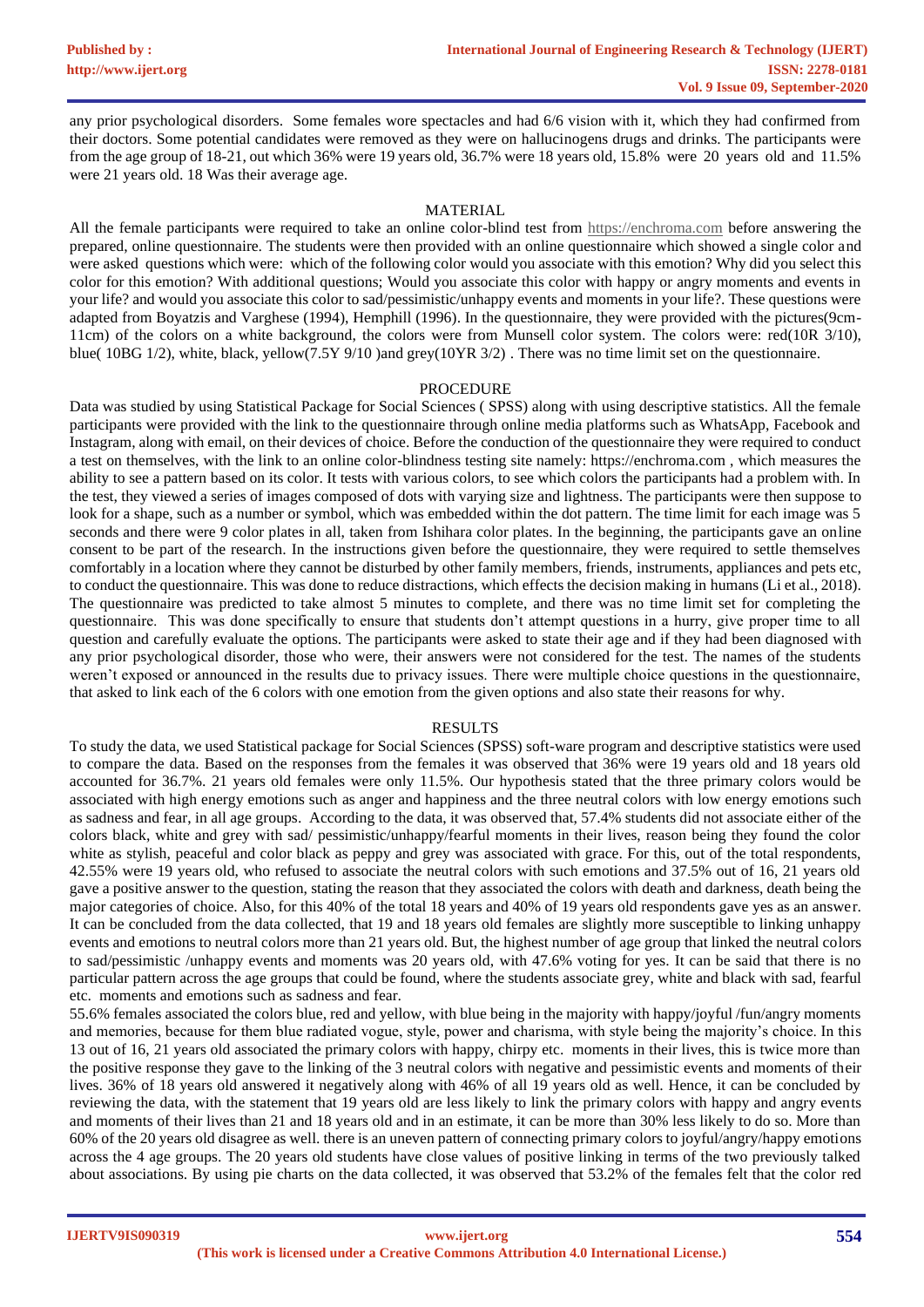any prior psychological disorders. Some females wore spectacles and had 6/6 vision with it, which they had confirmed from their doctors. Some potential candidates were removed as they were on hallucinogens drugs and drinks. The participants were from the age group of 18-21, out which 36% were 19 years old, 36.7% were 18 years old, 15.8% were 20 years old and 11.5% were 21 years old. 18 Was their average age.

## MATERIAL

All the female participants were required to take an online color-blind test from https://enchroma.com before answering the prepared, online questionnaire. The students were then provided with an online questionnaire which showed a single color and were asked questions which were: which of the following color would you associate with this emotion? Why did you select this color for this emotion? With additional questions; Would you associate this color with happy or angry moments and events in your life? and would you associate this color to sad/pessimistic/unhappy events and moments in your life?. These questions were adapted from Boyatzis and Varghese (1994), Hemphill (1996). In the questionnaire, they were provided with the pictures(9cm-11cm) of the colors on a white background, the colors were from Munsell color system. The colors were: red(10R 3/10), blue( 10BG 1/2), white, black, yellow(7.5Y 9/10 )and grey(10YR 3/2) . There was no time limit set on the questionnaire.

## PROCEDURE

Data was studied by using Statistical Package for Social Sciences ( SPSS) along with using descriptive statistics. All the female participants were provided with the link to the questionnaire through online media platforms such as WhatsApp, Facebook and Instagram, along with email, on their devices of choice. Before the conduction of the questionnaire they were required to conduct a test on themselves, with the link to an online color-blindness testing site namely: https://enchroma.com , which measures the ability to see a pattern based on its color. It tests with various colors, to see which colors the participants had a problem with. In the test, they viewed a series of images composed of dots with varying size and lightness. The participants were then suppose to look for a shape, such as a number or symbol, which was embedded within the dot pattern. The time limit for each image was 5 seconds and there were 9 color plates in all, taken from Ishihara color plates. In the beginning, the participants gave an online consent to be part of the research. In the instructions given before the questionnaire, they were required to settle themselves comfortably in a location where they cannot be disturbed by other family members, friends, instruments, appliances and pets etc, to conduct the questionnaire. This was done to reduce distractions, which effects the decision making in humans (Li et al., 2018). The questionnaire was predicted to take almost 5 minutes to complete, and there was no time limit set for completing the questionnaire. This was done specifically to ensure that students don't attempt questions in a hurry, give proper time to all question and carefully evaluate the options. The participants were asked to state their age and if they had been diagnosed with any prior psychological disorder, those who were, their answers were not considered for the test. The names of the students weren't exposed or announced in the results due to privacy issues. There were multiple choice questions in the questionnaire, that asked to link each of the 6 colors with one emotion from the given options and also state their reasons for why.

## RESULTS

To study the data, we used Statistical package for Social Sciences (SPSS) soft-ware program and descriptive statistics were used to compare the data. Based on the responses from the females it was observed that 36% were 19 years old and 18 years old accounted for 36.7%. 21 years old females were only 11.5%. Our hypothesis stated that the three primary colors would be associated with high energy emotions such as anger and happiness and the three neutral colors with low energy emotions such as sadness and fear, in all age groups. According to the data, it was observed that, 57.4% students did not associate either of the colors black, white and grey with sad/ pessimistic/unhappy/fearful moments in their lives, reason being they found the color white as stylish, peaceful and color black as peppy and grey was associated with grace. For this, out of the total respondents, 42.55% were 19 years old, who refused to associate the neutral colors with such emotions and 37.5% out of 16, 21 years old gave a positive answer to the question, stating the reason that they associated the colors with death and darkness, death being the major categories of choice. Also, for this 40% of the total 18 years and 40% of 19 years old respondents gave yes as an answer. It can be concluded from the data collected, that 19 and 18 years old females are slightly more susceptible to linking unhappy events and emotions to neutral colors more than 21 years old. But, the highest number of age group that linked the neutral colors to sad/pessimistic /unhappy events and moments was 20 years old, with 47.6% voting for yes. It can be said that there is no particular pattern across the age groups that could be found, where the students associate grey, white and black with sad, fearful etc. moments and emotions such as sadness and fear.

55.6% females associated the colors blue, red and yellow, with blue being in the majority with happy/joyful /fun/angry moments and memories, because for them blue radiated vogue, style, power and charisma, with style being the majority's choice. In this 13 out of 16, 21 years old associated the primary colors with happy, chirpy etc. moments in their lives, this is twice more than the positive response they gave to the linking of the 3 neutral colors with negative and pessimistic events and moments of their lives. 36% of 18 years old answered it negatively along with 46% of all 19 years old as well. Hence, it can be concluded by reviewing the data, with the statement that 19 years old are less likely to link the primary colors with happy and angry events and moments of their lives than 21 and 18 years old and in an estimate, it can be more than 30% less likely to do so. More than 60% of the 20 years old disagree as well. there is an uneven pattern of connecting primary colors to joyful/angry/happy emotions across the 4 age groups. The 20 years old students have close values of positive linking in terms of the two previously talked about associations. By using pie charts on the data collected, it was observed that 53.2% of the females felt that the color red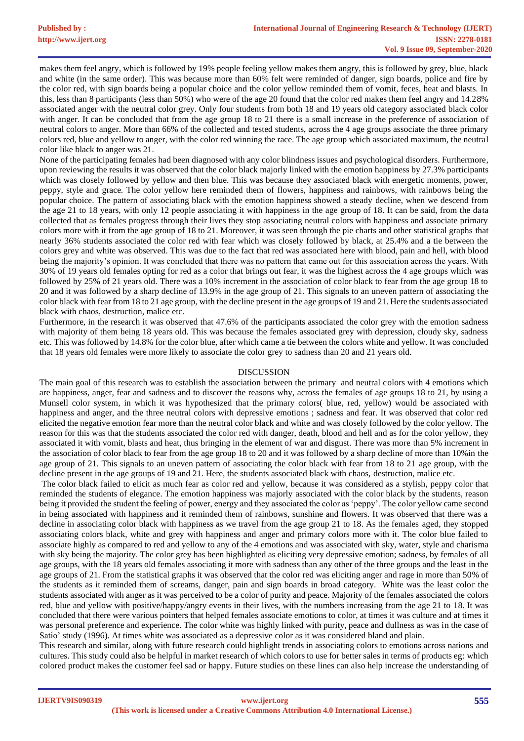makes them feel angry, which is followed by 19% people feeling yellow makes them angry, this is followed by grey, blue, black and white (in the same order). This was because more than 60% felt were reminded of danger, sign boards, police and fire by the color red, with sign boards being a popular choice and the color yellow reminded them of vomit, feces, heat and blasts. In this, less than 8 participants (less than 50%) who were of the age 20 found that the color red makes them feel angry and 14.28% associated anger with the neutral color grey. Only four students from both 18 and 19 years old category associated black color with anger. It can be concluded that from the age group 18 to 21 there is a small increase in the preference of association of neutral colors to anger. More than 66% of the collected and tested students, across the 4 age groups associate the three primary colors red, blue and yellow to anger, with the color red winning the race. The age group which associated maximum, the neutral color like black to anger was 21.

None of the participating females had been diagnosed with any color blindness issues and psychological disorders. Furthermore, upon reviewing the results it was observed that the color black majorly linked with the emotion happiness by 27.3% participants which was closely followed by yellow and then blue. This was because they associated black with energetic moments, power, peppy, style and grace. The color yellow here reminded them of flowers, happiness and rainbows, with rainbows being the popular choice. The pattern of associating black with the emotion happiness showed a steady decline, when we descend from the age 21 to 18 years, with only 12 people associating it with happiness in the age group of 18. It can be said, from the data collected that as females progress through their lives they stop associating neutral colors with happiness and associate primary colors more with it from the age group of 18 to 21. Moreover, it was seen through the pie charts and other statistical graphs that nearly 36% students associated the color red with fear which was closely followed by black, at 25.4% and a tie between the colors grey and white was observed. This was due to the fact that red was associated here with blood, pain and hell, with blood being the majority's opinion. It was concluded that there was no pattern that came out for this association across the years. With 30% of 19 years old females opting for red as a color that brings out fear, it was the highest across the 4 age groups which was followed by 25% of 21 years old. There was a 10% increment in the association of color black to fear from the age group 18 to 20 and it was followed by a sharp decline of 13.9% in the age group of 21. This signals to an uneven pattern of associating the color black with fear from 18 to 21 age group, with the decline present in the age groups of 19 and 21. Here the students associated black with chaos, destruction, malice etc.

Furthermore, in the research it was observed that 47.6% of the participants associated the color grey with the emotion sadness with majority of them being 18 years old. This was because the females associated grey with depression, cloudy sky, sadness etc. This was followed by 14.8% for the color blue, after which came a tie between the colors white and yellow. It was concluded that 18 years old females were more likely to associate the color grey to sadness than 20 and 21 years old.

## DISCUSSION

The main goal of this research was to establish the association between the primary and neutral colors with 4 emotions which are happiness, anger, fear and sadness and to discover the reasons why, across the females of age groups 18 to 21, by using a Munsell color system, in which it was hypothesized that the primary colors( blue, red, yellow) would be associated with happiness and anger, and the three neutral colors with depressive emotions ; sadness and fear. It was observed that color red elicited the negative emotion fear more than the neutral color black and white and was closely followed by the color yellow. The reason for this was that the students associated the color red with danger, death, blood and hell and as for the color yellow, they associated it with vomit, blasts and heat, thus bringing in the element of war and disgust. There was more than 5% increment in the association of color black to fear from the age group 18 to 20 and it was followed by a sharp decline of more than 10%in the age group of 21. This signals to an uneven pattern of associating the color black with fear from 18 to 21 age group, with the decline present in the age groups of 19 and 21. Here, the students associated black with chaos, destruction, malice etc.

The color black failed to elicit as much fear as color red and yellow, because it was considered as a stylish, peppy color that reminded the students of elegance. The emotion happiness was majorly associated with the color black by the students, reason being it provided the student the feeling of power, energy and they associated the color as 'peppy'. The color yellow came second in being associated with happiness and it reminded them of rainbows, sunshine and flowers. It was observed that there was a decline in associating color black with happiness as we travel from the age group 21 to 18. As the females aged, they stopped associating colors black, white and grey with happiness and anger and primary colors more with it. The color blue failed to associate highly as compared to red and yellow to any of the 4 emotions and was associated with sky, water, style and charisma with sky being the majority. The color grey has been highlighted as eliciting very depressive emotion; sadness, by females of all age groups, with the 18 years old females associating it more with sadness than any other of the three groups and the least in the age groups of 21. From the statistical graphs it was observed that the color red was eliciting anger and rage in more than 50% of the students as it reminded them of screams, danger, pain and sign boards in broad category. White was the least color the students associated with anger as it was perceived to be a color of purity and peace. Majority of the females associated the colors red, blue and yellow with positive/happy/angry events in their lives, with the numbers increasing from the age 21 to 18. It was concluded that there were various pointers that helped females associate emotions to color, at times it was culture and at times it was personal preference and experience. The color white was highly linked with purity, peace and dullness as was in the case of Satio' study (1996). At times white was associated as a depressive color as it was considered bland and plain.

This research and similar, along with future research could highlight trends in associating colors to emotions across nations and cultures. This study could also be helpful in market research of which colors to use for better sales in terms of products eg: which colored product makes the customer feel sad or happy. Future studies on these lines can also help increase the understanding of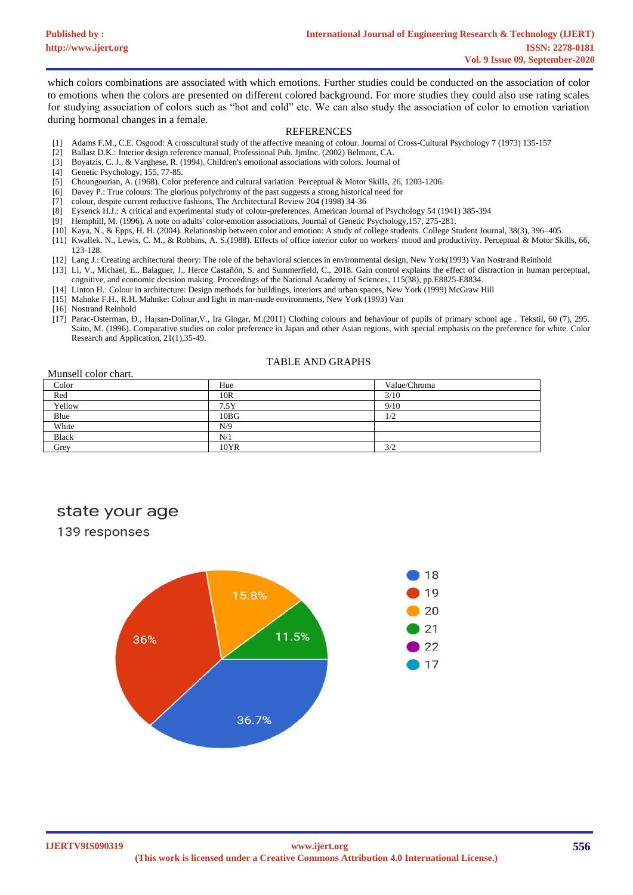which colors combinations are associated with which emotions. Further studies could be conducted on the association of color to emotions when the colors are presented on different colored background. For more studies they could also use rating scales for studying association of colors such as "hot and cold" etc. We can also study the association of color to emotion variation during hormonal changes in a female.

## REFERENCES

[1] Adams F.M., C.E. Osgood: A crosscultural study of the affective meaning of colour. Journal of Cross-Cultural Psychology 7 (1973) 135-157
[2] Ballast D.K.: Interior design reference manual, Professional Pub. JjmInc. (2002) Belmont, CA.
[3] Boyatzis, C. J., & Varghese, R. (1994). Children's emotional associations with colors. Journal of
[4] Genetic Psychology, 155, 77-85.
[5] Choungourian, A. (1968). Color preference and cultural variation. Perceptual & Motor Skills, 26, 1203-1206.
[6] Davey P.: True colours: The glorious polychromy of the past suggests a strong historical need for
[7] colour, despite current reductive fashions, The Architectural Review 204 (1998) 34-36
[8] Eysenck H.J.: A critical and experimental study of colour-preferences. American Journal of Psychology 54 (1941) 385-394
[9] Hemphill, M. (1996). A note on adults' color-emotion associations. Journal of Genetic Psychology,157, 275-281.
[10] Kaya, N., & Epps, H. H. (2004). Relationship between color and emotion: A study of college students. College Student Journal, 38(3), 396–405.
[11] Kwallek. N., Lewis, C. M., & Robbins, A. S.(1988). Effects of office interior color on workers' mood and productivity. Perceptual & Motor Skills, 66, 123-128.
[12] Lang J.: Creating architectural theory: The role of the behavioral sciences in environmental design, New York(1993) Van Nostrand Reinhold
[13] Li, V., Michael, E., Balaguer, J., Herce Castañón, S. and Summerfield, C., 2018. Gain control explains the effect of distraction in human perceptual, cognitive, and economic decision making. Proceedings of the National Academy of Sciences, 115(38), pp.E8825-E8834.
[14] Linton H.: Colour in architecture: Design methods for buildings, interiors and urban spaces, New York (1999) McGraw Hill
[15] Mahnke F.H., R.H. Mahnke: Colour and light in man-made environments, New York (1993) Van
[16] Nostrand Reinhold
[17] Parac-Osterman, Đ., Hajsan-Dolinar,V., Ira Glogar, M.(2011) Clothing colours and behaviour of pupils of primary school age . Tekstil, 60 (7), 295. Saito, M. (1996). Comparative studies on color preference in Japan and other Asian regions, with special emphasis on the preference for white. Color Research and Application, 21(1),35-49.

## TABLE AND GRAPHS

Munsell color chart.

| Color | Hue | Value/Chroma |
|---|---|---|
| Red | 10R | 3/10 |
| Yellow | 7.5Y | 9/10 |
| Blue | 10BG | 1/2 |
| White | N/9 | |
| Black | N/1 | |
| Grey | 10YR | 3/2 |

state your age

139 responses

| Age | Percentage |
|---|---|
| 18 | 36.7% |
| 19 | 36% |
| 20 | 15.8% |
| 21 | 11.5% |
| 22 | |
| 17 | |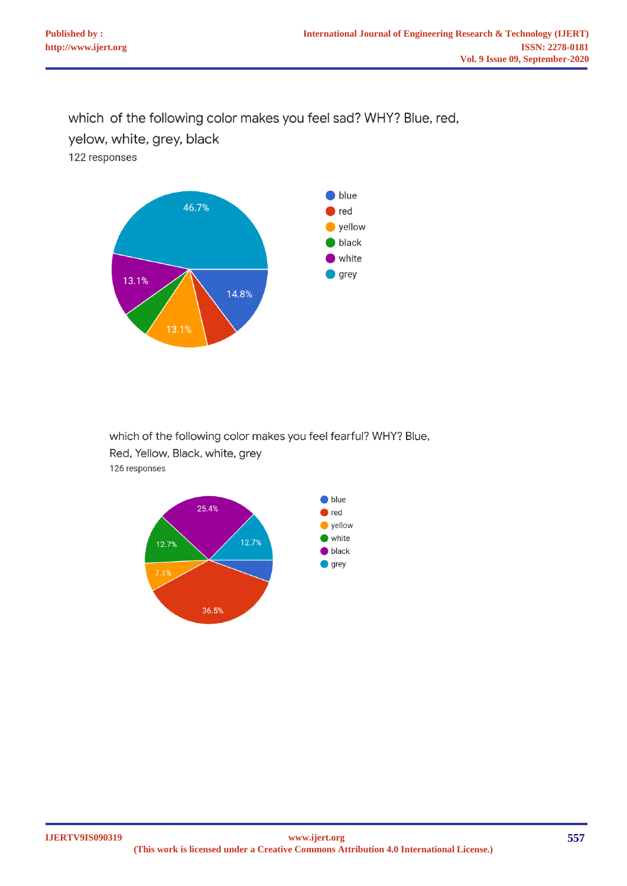which of the following color makes you feel sad? WHY? Blue, red, yelow, white, grey, black

122 responses

46.7%
13.1%
14.8%
13.1%

blue
red
yellow
black
white
grey

which of the following color makes you feel fearful? WHY? Blue, Red, Yellow, Black, white, grey

126 responses

25.4%
12.7%
12.7%
7.1%
36.5%

blue
red
yellow
white
black
grey